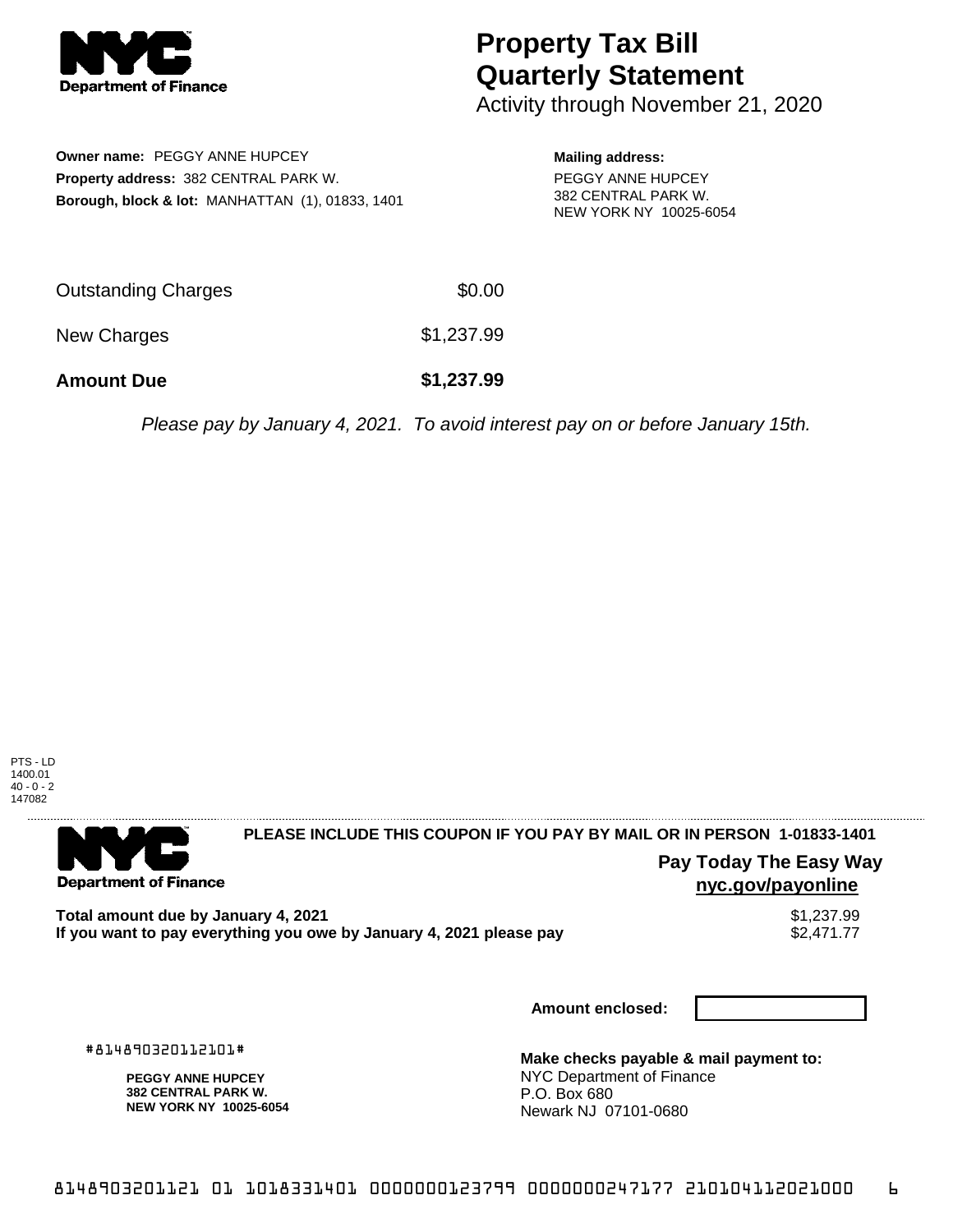# Property Tax Bill Quarterly Statement

Activity through November 21, 2020

**Owner name:** PEGGY ANNE HUPCEY
**Property address:** 382 CENTRAL PARK W.
**Borough, block & lot:** MANHATTAN (1), 01833, 1401

**Mailing address:**
PEGGY ANNE HUPCEY
382 CENTRAL PARK W.
NEW YORK NY 10025-6054

| | |
|---|---|
| Outstanding Charges | $0.00 |
| New Charges | $1,237.99 |
| **Amount Due** | **$1,237.99** |

*Please pay by January 4, 2021. To avoid interest pay on or before January 15th.*

PTS - LD
1400.01
40 - 0 - 2
147082

**PLEASE INCLUDE THIS COUPON IF YOU PAY BY MAIL OR IN PERSON 1-01833-1401**

**Pay Today The Easy Way**
**nyc.gov/payonline**

| | |
|---|---|
| **Total amount due by January 4, 2021** | $1,237.99 |
| **If you want to pay everything you owe by January 4, 2021 please pay** | $2,471.77 |

**Amount enclosed:**

#814890320112101#

**PEGGY ANNE HUPCEY**
**382 CENTRAL PARK W.**
**NEW YORK NY 10025-6054**

**Make checks payable & mail payment to:**
NYC Department of Finance
P.O. Box 680
Newark NJ 07101-0680

8148903201121 01 1018331401 0000000123799 0000000247177 210104112021000 6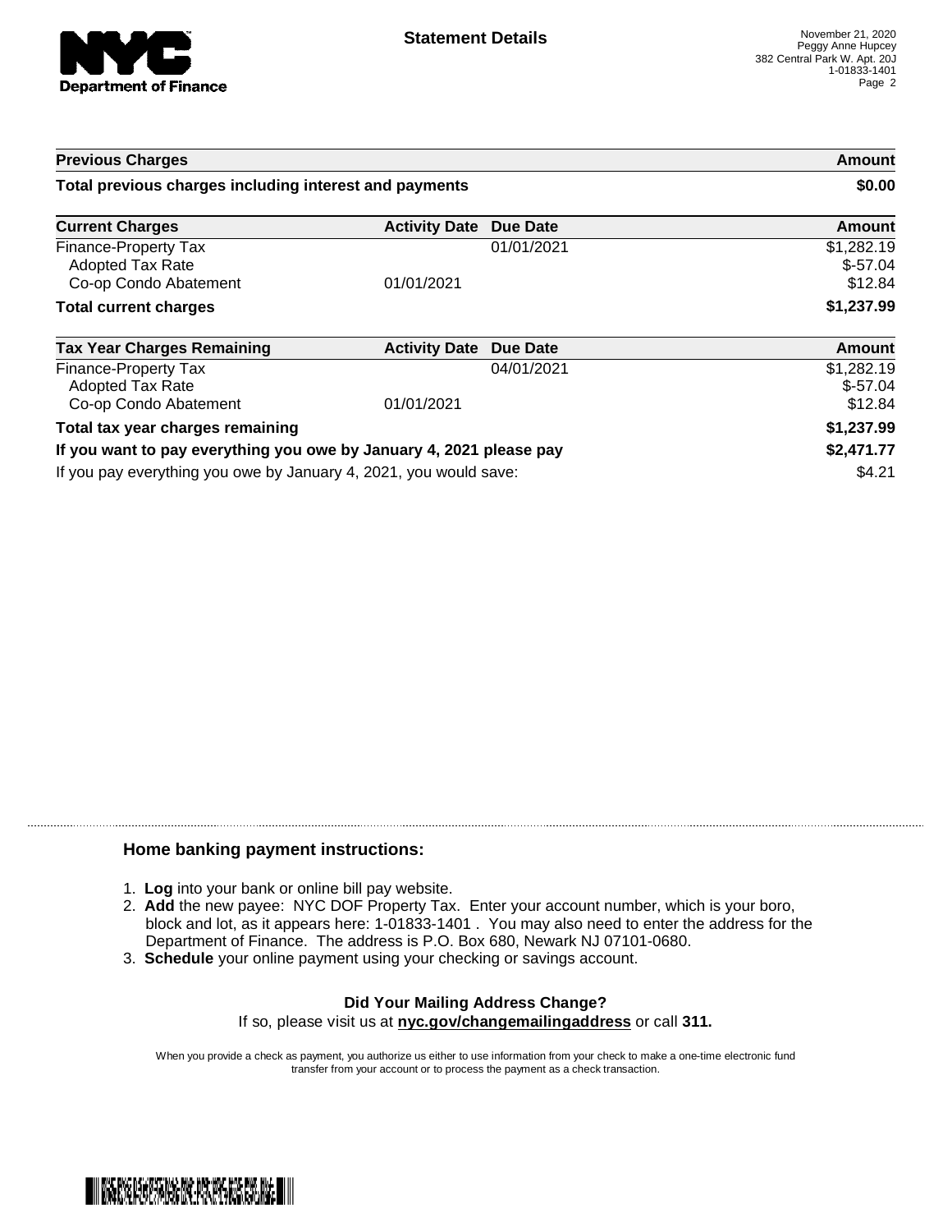**Department of Finance**

## Statement Details

November 21, 2020
Peggy Anne Hupcey
382 Central Park W. Apt. 20J
1-01833-1401

| Previous Charges | | | Amount |
|---|---|---|---|
| **Total previous charges including interest and payments** | | | **$0.00** |

| Current Charges | Activity Date | Due Date | Amount |
|---|---|---|---|
| Finance-Property Tax | | 01/01/2021 | $1,282.19 |
| Adopted Tax Rate | | | $-57.04 |
| Co-op Condo Abatement | 01/01/2021 | | $12.84 |
| **Total current charges** | | | **$1,237.99** |

| Tax Year Charges Remaining | Activity Date | Due Date | Amount |
|---|---|---|---|
| Finance-Property Tax | | 04/01/2021 | $1,282.19 |
| Adopted Tax Rate | | | $-57.04 |
| Co-op Condo Abatement | 01/01/2021 | | $12.84 |
| **Total tax year charges remaining** | | | **$1,237.99** |
| **If you want to pay everything you owe by January 4, 2021 please pay** | | | **$2,471.77** |
| If you pay everything you owe by January 4, 2021, you would save: | | | $4.21 |

### Home banking payment instructions:

1. **Log** into your bank or online bill pay website.
2. **Add** the new payee: NYC DOF Property Tax. Enter your account number, which is your boro, block and lot, as it appears here: 1-01833-1401 . You may also need to enter the address for the Department of Finance. The address is P.O. Box 680, Newark NJ 07101-0680.
3. **Schedule** your online payment using your checking or savings account.

**Did Your Mailing Address Change?**
If so, please visit us at **nyc.gov/changemailingaddress** or call **311.**

When you provide a check as payment, you authorize us either to use information from your check to make a one-time electronic fund transfer from your account or to process the payment as a check transaction.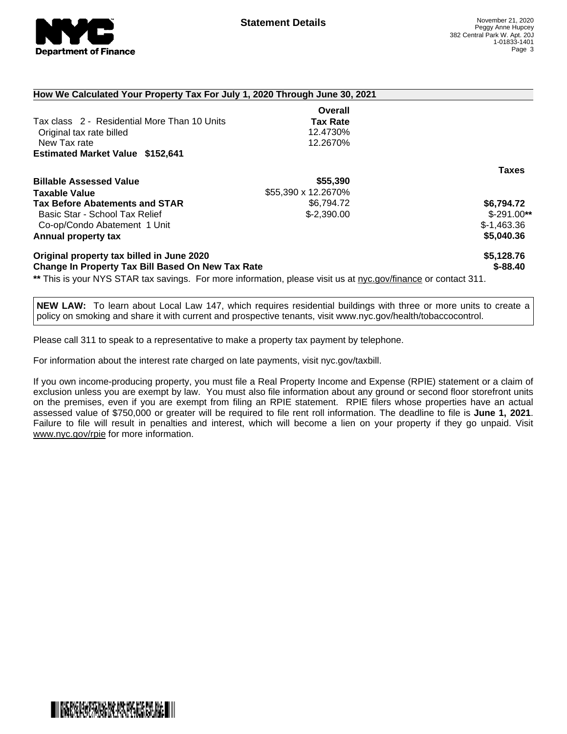**Statement Details**

November 21, 2020
Peggy Anne Hupcey
382 Central Park W. Apt. 20J
1-01833-1401

## How We Calculated Your Property Tax For July 1, 2020 Through June 30, 2021

| | Overall Tax Rate | Taxes |
|---|---|---|
| Tax class 2 - Residential More Than 10 Units | | |
| Original tax rate billed | 12.4730% | |
| New Tax rate | 12.2670% | |
| **Estimated Market Value $152,641** | | |
| **Billable Assessed Value** | **$55,390** | |
| **Taxable Value** | $55,390 x 12.2670% | |
| **Tax Before Abatements and STAR** | $6,794.72 | **$6,794.72** |
| Basic Star - School Tax Relief | $-2,390.00 | $-291.00** |
| Co-op/Condo Abatement 1 Unit | | $-1,463.36 |
| **Annual property tax** | | **$5,040.36** |
| **Original property tax billed in June 2020** | | **$5,128.76** |
| **Change In Property Tax Bill Based On New Tax Rate** | | **$-88.40** |

** This is your NYS STAR tax savings. For more information, please visit us at nyc.gov/finance or contact 311.

**NEW LAW:** To learn about Local Law 147, which requires residential buildings with three or more units to create a policy on smoking and share it with current and prospective tenants, visit www.nyc.gov/health/tobaccocontrol.

Please call 311 to speak to a representative to make a property tax payment by telephone.

For information about the interest rate charged on late payments, visit nyc.gov/taxbill.

If you own income-producing property, you must file a Real Property Income and Expense (RPIE) statement or a claim of exclusion unless you are exempt by law. You must also file information about any ground or second floor storefront units on the premises, even if you are exempt from filing an RPIE statement. RPIE filers whose properties have an actual assessed value of $750,000 or greater will be required to file rent roll information. The deadline to file is **June 1, 2021**. Failure to file will result in penalties and interest, which will become a lien on your property if they go unpaid. Visit www.nyc.gov/rpie for more information.